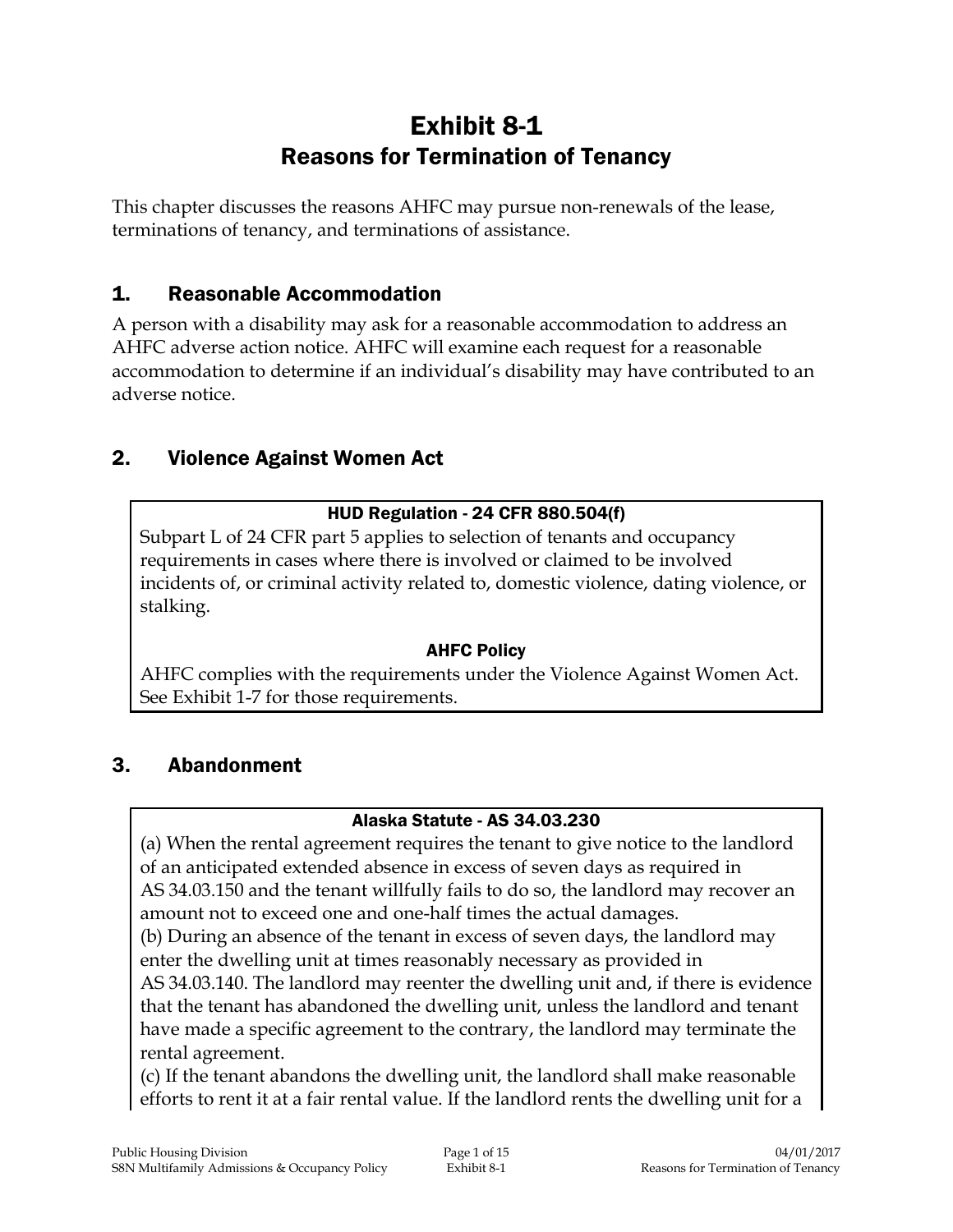# Exhibit 8-1
## Reasons for Termination of Tenancy

This chapter discusses the reasons AHFC may pursue non-renewals of the lease, terminations of tenancy, and terminations of assistance.

## 1. Reasonable Accommodation

A person with a disability may ask for a reasonable accommodation to address an AHFC adverse action notice. AHFC will examine each request for a reasonable accommodation to determine if an individual's disability may have contributed to an adverse notice.

## 2. Violence Against Women Act

**HUD Regulation - 24 CFR 880.504(f)**

Subpart L of 24 CFR part 5 applies to selection of tenants and occupancy requirements in cases where there is involved or claimed to be involved incidents of, or criminal activity related to, domestic violence, dating violence, or stalking.

**AHFC Policy**

AHFC complies with the requirements under the Violence Against Women Act. See Exhibit 1-7 for those requirements.

## 3. Abandonment

**Alaska Statute - AS 34.03.230**

(a) When the rental agreement requires the tenant to give notice to the landlord of an anticipated extended absence in excess of seven days as required in AS 34.03.150 and the tenant willfully fails to do so, the landlord may recover an amount not to exceed one and one-half times the actual damages.

(b) During an absence of the tenant in excess of seven days, the landlord may enter the dwelling unit at times reasonably necessary as provided in AS 34.03.140. The landlord may reenter the dwelling unit and, if there is evidence that the tenant has abandoned the dwelling unit, unless the landlord and tenant have made a specific agreement to the contrary, the landlord may terminate the rental agreement.

(c) If the tenant abandons the dwelling unit, the landlord shall make reasonable efforts to rent it at a fair rental value. If the landlord rents the dwelling unit for a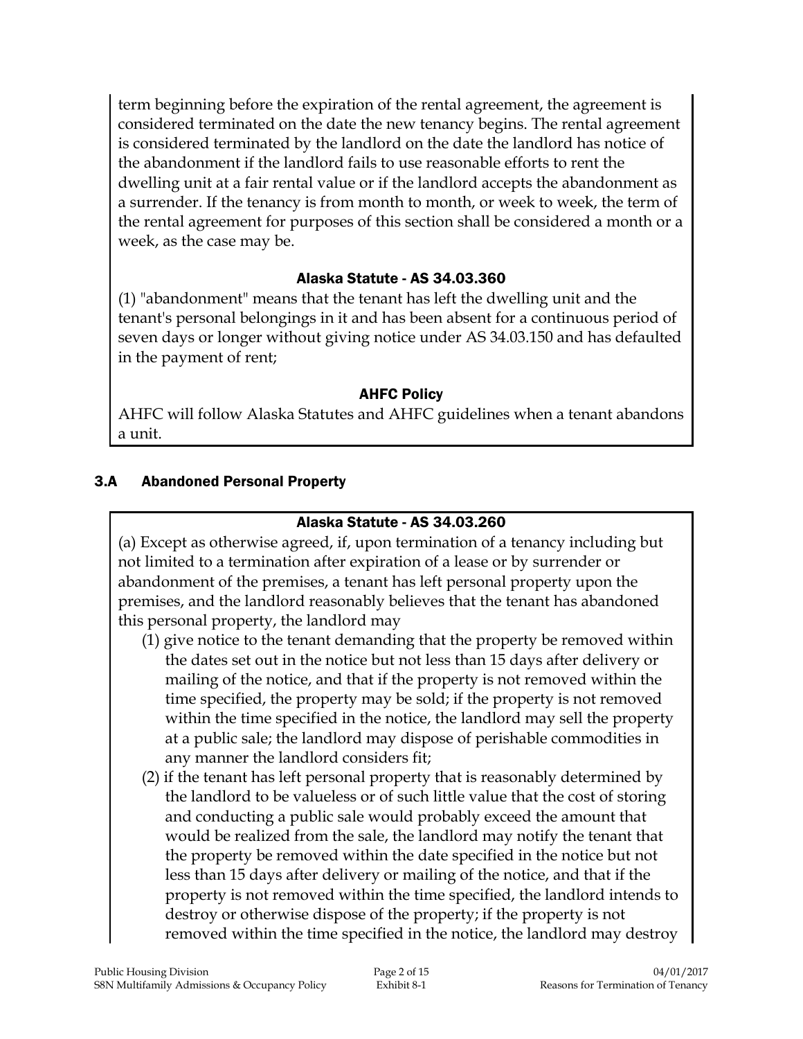term beginning before the expiration of the rental agreement, the agreement is considered terminated on the date the new tenancy begins. The rental agreement is considered terminated by the landlord on the date the landlord has notice of the abandonment if the landlord fails to use reasonable efforts to rent the dwelling unit at a fair rental value or if the landlord accepts the abandonment as a surrender. If the tenancy is from month to month, or week to week, the term of the rental agreement for purposes of this section shall be considered a month or a week, as the case may be.

#### Alaska Statute - AS 34.03.360

(1) "abandonment" means that the tenant has left the dwelling unit and the tenant's personal belongings in it and has been absent for a continuous period of seven days or longer without giving notice under AS 34.03.150 and has defaulted in the payment of rent;

#### AHFC Policy

AHFC will follow Alaska Statutes and AHFC guidelines when a tenant abandons a unit.

### 3.A Abandoned Personal Property

#### Alaska Statute - AS 34.03.260

(a) Except as otherwise agreed, if, upon termination of a tenancy including but not limited to a termination after expiration of a lease or by surrender or abandonment of the premises, a tenant has left personal property upon the premises, and the landlord reasonably believes that the tenant has abandoned this personal property, the landlord may

(1) give notice to the tenant demanding that the property be removed within the dates set out in the notice but not less than 15 days after delivery or mailing of the notice, and that if the property is not removed within the time specified, the property may be sold; if the property is not removed within the time specified in the notice, the landlord may sell the property at a public sale; the landlord may dispose of perishable commodities in any manner the landlord considers fit;

(2) if the tenant has left personal property that is reasonably determined by the landlord to be valueless or of such little value that the cost of storing and conducting a public sale would probably exceed the amount that would be realized from the sale, the landlord may notify the tenant that the property be removed within the date specified in the notice but not less than 15 days after delivery or mailing of the notice, and that if the property is not removed within the time specified, the landlord intends to destroy or otherwise dispose of the property; if the property is not removed within the time specified in the notice, the landlord may destroy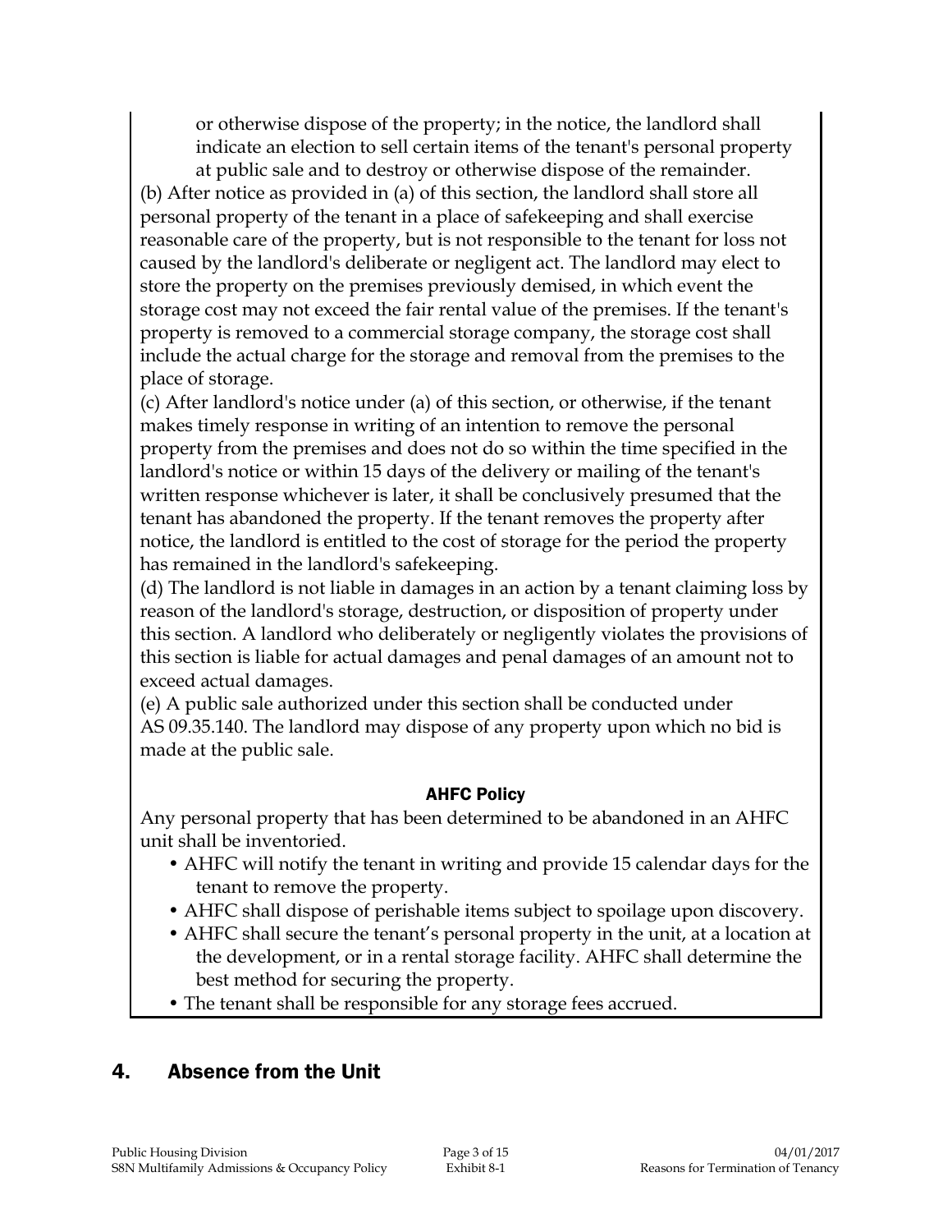or otherwise dispose of the property; in the notice, the landlord shall indicate an election to sell certain items of the tenant's personal property at public sale and to destroy or otherwise dispose of the remainder.

(b) After notice as provided in (a) of this section, the landlord shall store all personal property of the tenant in a place of safekeeping and shall exercise reasonable care of the property, but is not responsible to the tenant for loss not caused by the landlord's deliberate or negligent act. The landlord may elect to store the property on the premises previously demised, in which event the storage cost may not exceed the fair rental value of the premises. If the tenant's property is removed to a commercial storage company, the storage cost shall include the actual charge for the storage and removal from the premises to the place of storage.

(c) After landlord's notice under (a) of this section, or otherwise, if the tenant makes timely response in writing of an intention to remove the personal property from the premises and does not do so within the time specified in the landlord's notice or within 15 days of the delivery or mailing of the tenant's written response whichever is later, it shall be conclusively presumed that the tenant has abandoned the property. If the tenant removes the property after notice, the landlord is entitled to the cost of storage for the period the property has remained in the landlord's safekeeping.

(d) The landlord is not liable in damages in an action by a tenant claiming loss by reason of the landlord's storage, destruction, or disposition of property under this section. A landlord who deliberately or negligently violates the provisions of this section is liable for actual damages and penal damages of an amount not to exceed actual damages.

(e) A public sale authorized under this section shall be conducted under AS 09.35.140. The landlord may dispose of any property upon which no bid is made at the public sale.

**AHFC Policy**

Any personal property that has been determined to be abandoned in an AHFC unit shall be inventoried.

- AHFC will notify the tenant in writing and provide 15 calendar days for the tenant to remove the property.
- AHFC shall dispose of perishable items subject to spoilage upon discovery.
- AHFC shall secure the tenant's personal property in the unit, at a location at the development, or in a rental storage facility. AHFC shall determine the best method for securing the property.
- The tenant shall be responsible for any storage fees accrued.

## 4. Absence from the Unit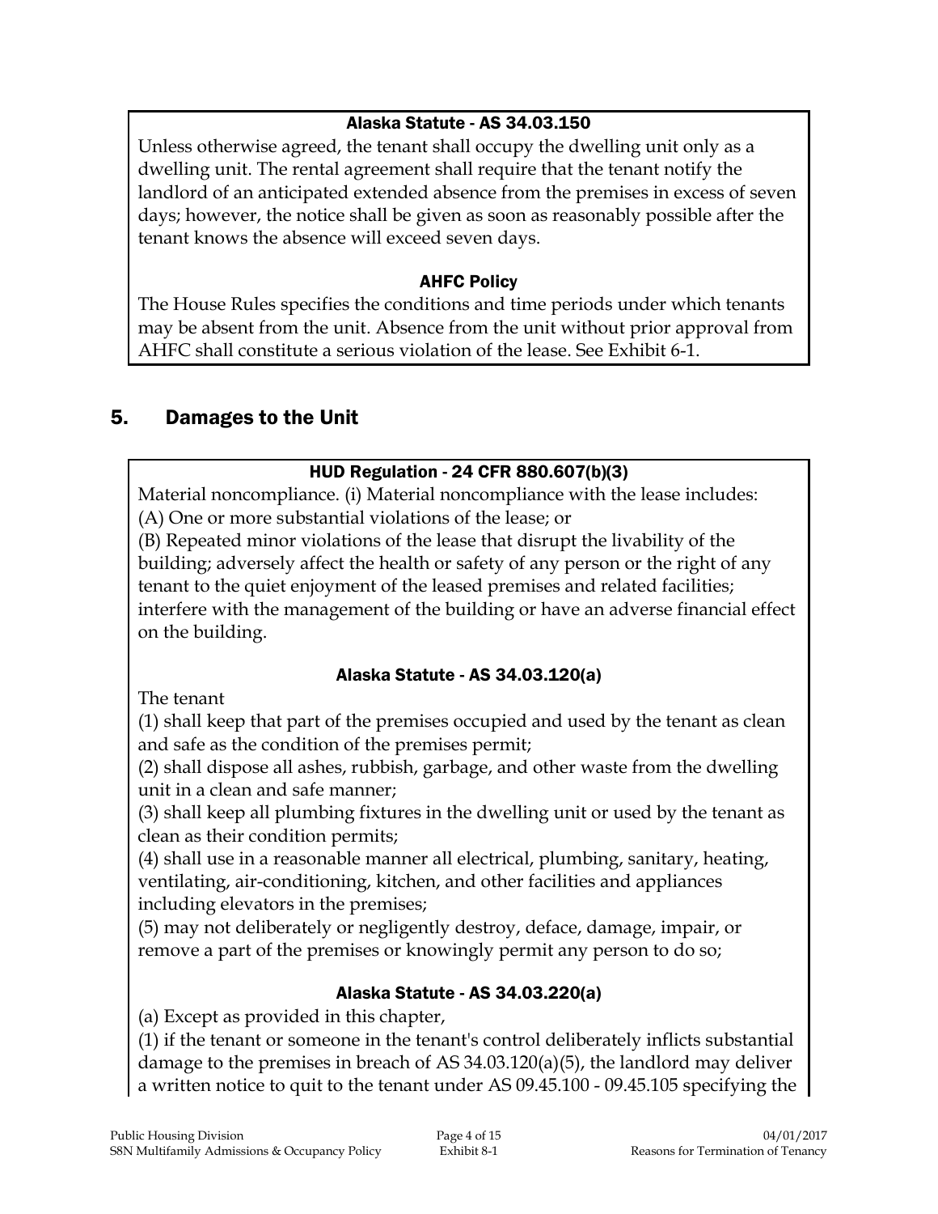#### Alaska Statute - AS 34.03.150

Unless otherwise agreed, the tenant shall occupy the dwelling unit only as a dwelling unit. The rental agreement shall require that the tenant notify the landlord of an anticipated extended absence from the premises in excess of seven days; however, the notice shall be given as soon as reasonably possible after the tenant knows the absence will exceed seven days.

#### AHFC Policy

The House Rules specifies the conditions and time periods under which tenants may be absent from the unit. Absence from the unit without prior approval from AHFC shall constitute a serious violation of the lease. See Exhibit 6-1.

## 5. Damages to the Unit

#### HUD Regulation - 24 CFR 880.607(b)(3)

Material noncompliance. (i) Material noncompliance with the lease includes:
(A) One or more substantial violations of the lease; or
(B) Repeated minor violations of the lease that disrupt the livability of the building; adversely affect the health or safety of any person or the right of any tenant to the quiet enjoyment of the leased premises and related facilities; interfere with the management of the building or have an adverse financial effect on the building.

#### Alaska Statute - AS 34.03.120(a)

The tenant
(1) shall keep that part of the premises occupied and used by the tenant as clean and safe as the condition of the premises permit;
(2) shall dispose all ashes, rubbish, garbage, and other waste from the dwelling unit in a clean and safe manner;
(3) shall keep all plumbing fixtures in the dwelling unit or used by the tenant as clean as their condition permits;
(4) shall use in a reasonable manner all electrical, plumbing, sanitary, heating, ventilating, air-conditioning, kitchen, and other facilities and appliances including elevators in the premises;
(5) may not deliberately or negligently destroy, deface, damage, impair, or remove a part of the premises or knowingly permit any person to do so;

#### Alaska Statute - AS 34.03.220(a)

(a) Except as provided in this chapter,
(1) if the tenant or someone in the tenant's control deliberately inflicts substantial damage to the premises in breach of AS 34.03.120(a)(5), the landlord may deliver a written notice to quit to the tenant under AS 09.45.100 - 09.45.105 specifying the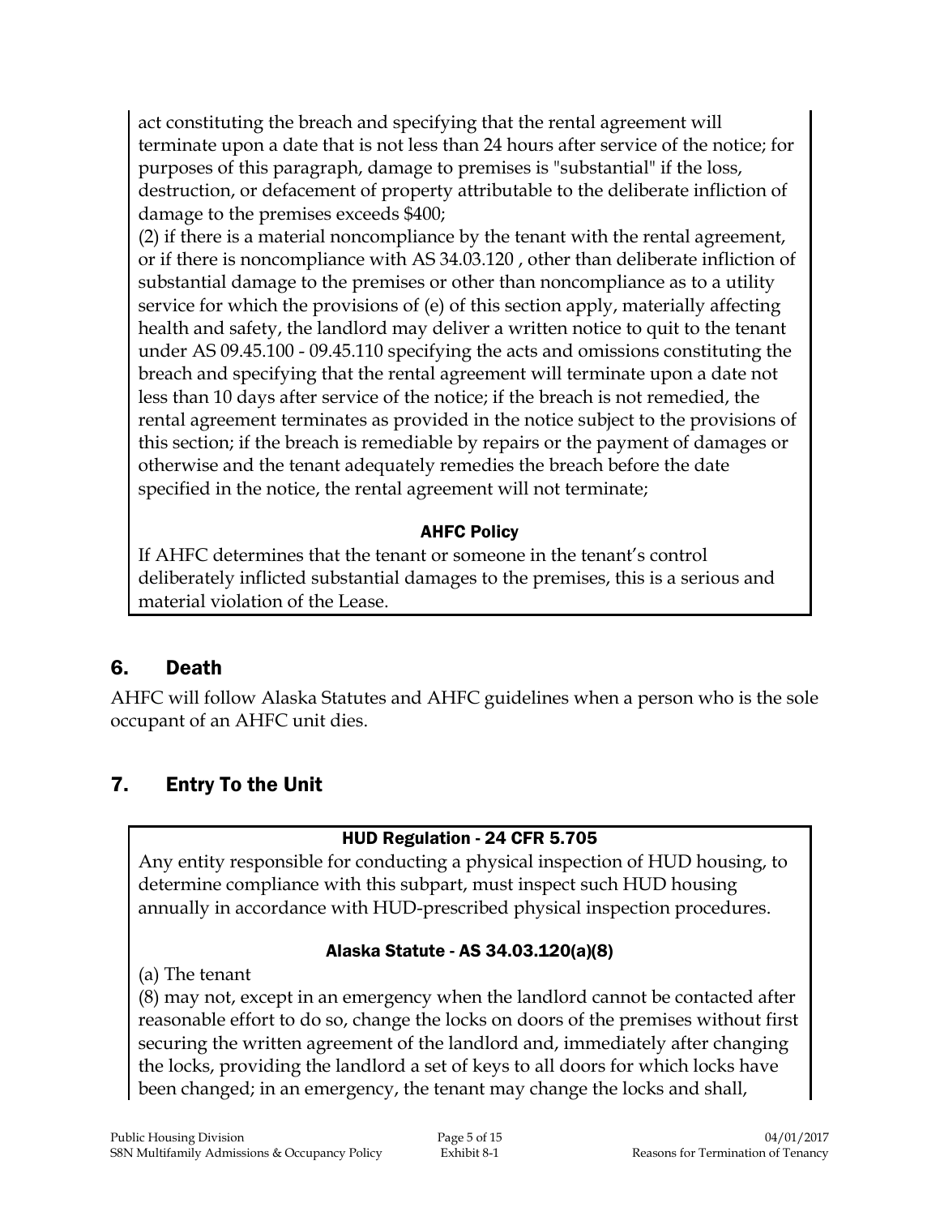act constituting the breach and specifying that the rental agreement will terminate upon a date that is not less than 24 hours after service of the notice; for purposes of this paragraph, damage to premises is "substantial" if the loss, destruction, or defacement of property attributable to the deliberate infliction of damage to the premises exceeds $400;

(2) if there is a material noncompliance by the tenant with the rental agreement, or if there is noncompliance with AS 34.03.120 , other than deliberate infliction of substantial damage to the premises or other than noncompliance as to a utility service for which the provisions of (e) of this section apply, materially affecting health and safety, the landlord may deliver a written notice to quit to the tenant under AS 09.45.100 - 09.45.110 specifying the acts and omissions constituting the breach and specifying that the rental agreement will terminate upon a date not less than 10 days after service of the notice; if the breach is not remedied, the rental agreement terminates as provided in the notice subject to the provisions of this section; if the breach is remediable by repairs or the payment of damages or otherwise and the tenant adequately remedies the breach before the date specified in the notice, the rental agreement will not terminate;

**AHFC Policy**

If AHFC determines that the tenant or someone in the tenant's control deliberately inflicted substantial damages to the premises, this is a serious and material violation of the Lease.

## 6. Death

AHFC will follow Alaska Statutes and AHFC guidelines when a person who is the sole occupant of an AHFC unit dies.

## 7. Entry To the Unit

**HUD Regulation - 24 CFR 5.705**

Any entity responsible for conducting a physical inspection of HUD housing, to determine compliance with this subpart, must inspect such HUD housing annually in accordance with HUD-prescribed physical inspection procedures.

**Alaska Statute - AS 34.03.120(a)(8)**

(a) The tenant

(8) may not, except in an emergency when the landlord cannot be contacted after reasonable effort to do so, change the locks on doors of the premises without first securing the written agreement of the landlord and, immediately after changing the locks, providing the landlord a set of keys to all doors for which locks have been changed; in an emergency, the tenant may change the locks and shall,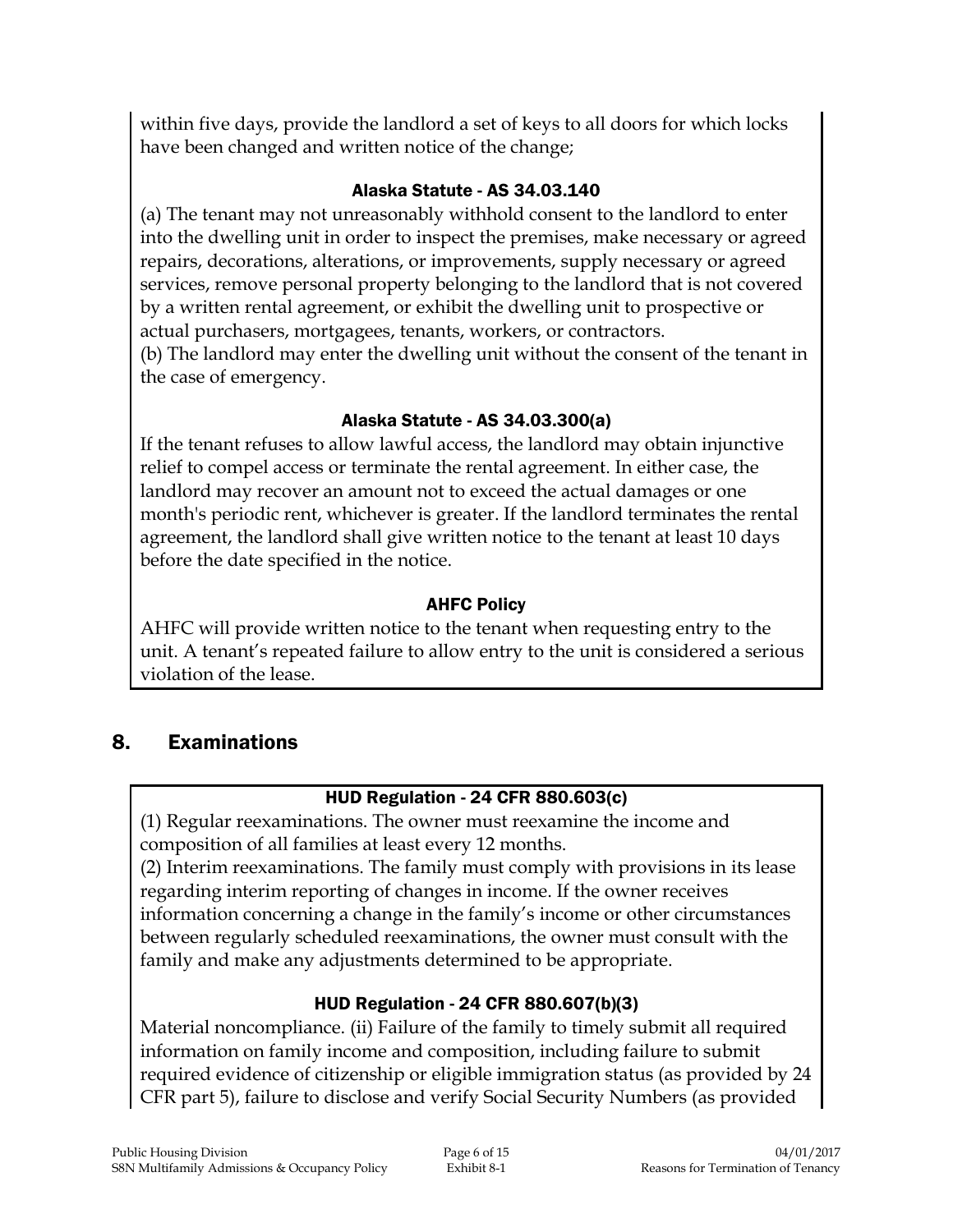within five days, provide the landlord a set of keys to all doors for which locks have been changed and written notice of the change;

#### Alaska Statute - AS 34.03.140

(a) The tenant may not unreasonably withhold consent to the landlord to enter into the dwelling unit in order to inspect the premises, make necessary or agreed repairs, decorations, alterations, or improvements, supply necessary or agreed services, remove personal property belonging to the landlord that is not covered by a written rental agreement, or exhibit the dwelling unit to prospective or actual purchasers, mortgagees, tenants, workers, or contractors.
(b) The landlord may enter the dwelling unit without the consent of the tenant in the case of emergency.

#### Alaska Statute - AS 34.03.300(a)

If the tenant refuses to allow lawful access, the landlord may obtain injunctive relief to compel access or terminate the rental agreement. In either case, the landlord may recover an amount not to exceed the actual damages or one month's periodic rent, whichever is greater. If the landlord terminates the rental agreement, the landlord shall give written notice to the tenant at least 10 days before the date specified in the notice.

#### AHFC Policy

AHFC will provide written notice to the tenant when requesting entry to the unit. A tenant's repeated failure to allow entry to the unit is considered a serious violation of the lease.

## 8. Examinations

#### HUD Regulation - 24 CFR 880.603(c)

(1) Regular reexaminations. The owner must reexamine the income and composition of all families at least every 12 months.
(2) Interim reexaminations. The family must comply with provisions in its lease regarding interim reporting of changes in income. If the owner receives information concerning a change in the family's income or other circumstances between regularly scheduled reexaminations, the owner must consult with the family and make any adjustments determined to be appropriate.

#### HUD Regulation - 24 CFR 880.607(b)(3)

Material noncompliance. (ii) Failure of the family to timely submit all required information on family income and composition, including failure to submit required evidence of citizenship or eligible immigration status (as provided by 24 CFR part 5), failure to disclose and verify Social Security Numbers (as provided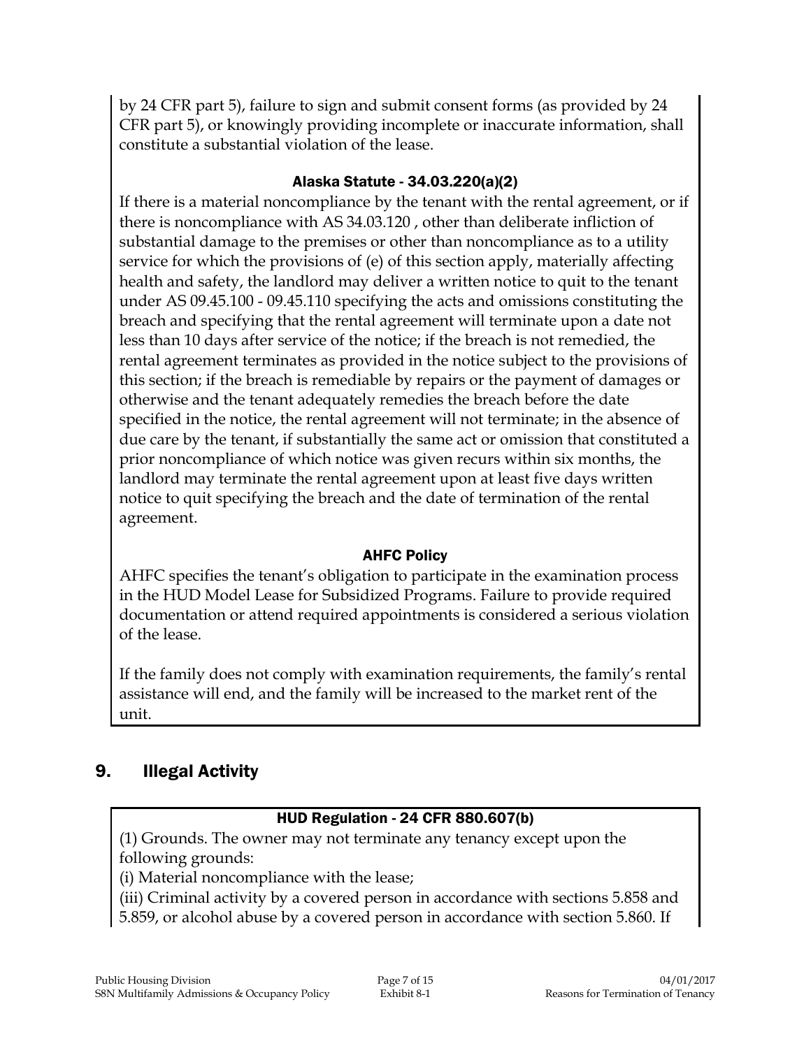by 24 CFR part 5), failure to sign and submit consent forms (as provided by 24 CFR part 5), or knowingly providing incomplete or inaccurate information, shall constitute a substantial violation of the lease.

#### Alaska Statute - 34.03.220(a)(2)

If there is a material noncompliance by the tenant with the rental agreement, or if there is noncompliance with AS 34.03.120 , other than deliberate infliction of substantial damage to the premises or other than noncompliance as to a utility service for which the provisions of (e) of this section apply, materially affecting health and safety, the landlord may deliver a written notice to quit to the tenant under AS 09.45.100 - 09.45.110 specifying the acts and omissions constituting the breach and specifying that the rental agreement will terminate upon a date not less than 10 days after service of the notice; if the breach is not remedied, the rental agreement terminates as provided in the notice subject to the provisions of this section; if the breach is remediable by repairs or the payment of damages or otherwise and the tenant adequately remedies the breach before the date specified in the notice, the rental agreement will not terminate; in the absence of due care by the tenant, if substantially the same act or omission that constituted a prior noncompliance of which notice was given recurs within six months, the landlord may terminate the rental agreement upon at least five days written notice to quit specifying the breach and the date of termination of the rental agreement.

#### AHFC Policy

AHFC specifies the tenant's obligation to participate in the examination process in the HUD Model Lease for Subsidized Programs. Failure to provide required documentation or attend required appointments is considered a serious violation of the lease.

If the family does not comply with examination requirements, the family's rental assistance will end, and the family will be increased to the market rent of the unit.

## 9. Illegal Activity

#### HUD Regulation - 24 CFR 880.607(b)

(1) Grounds. The owner may not terminate any tenancy except upon the following grounds:

(i) Material noncompliance with the lease;

(iii) Criminal activity by a covered person in accordance with sections 5.858 and 5.859, or alcohol abuse by a covered person in accordance with section 5.860. If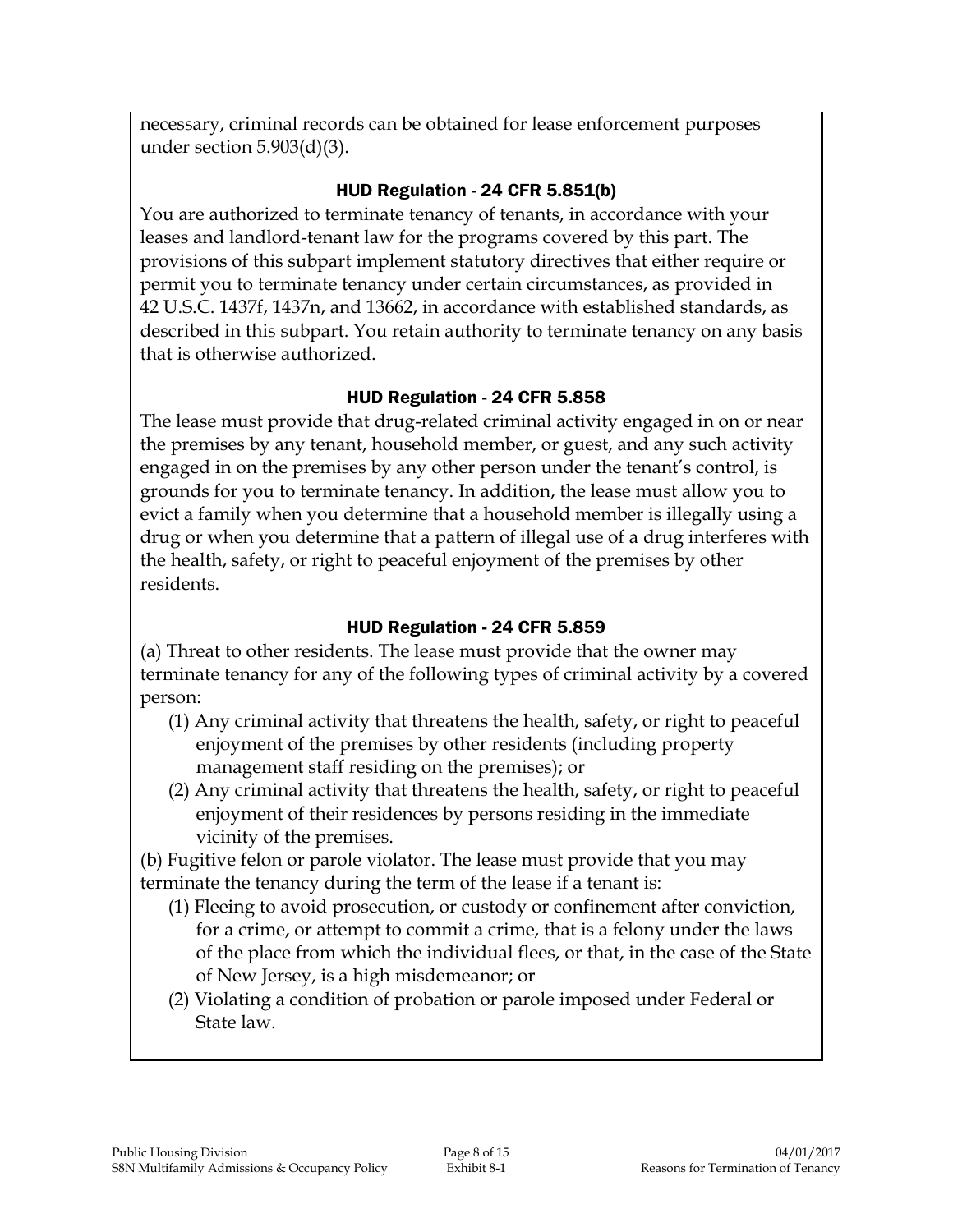necessary, criminal records can be obtained for lease enforcement purposes under section 5.903(d)(3).

### HUD Regulation - 24 CFR 5.851(b)

You are authorized to terminate tenancy of tenants, in accordance with your leases and landlord-tenant law for the programs covered by this part. The provisions of this subpart implement statutory directives that either require or permit you to terminate tenancy under certain circumstances, as provided in 42 U.S.C. 1437f, 1437n, and 13662, in accordance with established standards, as described in this subpart. You retain authority to terminate tenancy on any basis that is otherwise authorized.

### HUD Regulation - 24 CFR 5.858

The lease must provide that drug-related criminal activity engaged in on or near the premises by any tenant, household member, or guest, and any such activity engaged in on the premises by any other person under the tenant's control, is grounds for you to terminate tenancy. In addition, the lease must allow you to evict a family when you determine that a household member is illegally using a drug or when you determine that a pattern of illegal use of a drug interferes with the health, safety, or right to peaceful enjoyment of the premises by other residents.

### HUD Regulation - 24 CFR 5.859

(a) Threat to other residents. The lease must provide that the owner may terminate tenancy for any of the following types of criminal activity by a covered person:

(1) Any criminal activity that threatens the health, safety, or right to peaceful enjoyment of the premises by other residents (including property management staff residing on the premises); or

(2) Any criminal activity that threatens the health, safety, or right to peaceful enjoyment of their residences by persons residing in the immediate vicinity of the premises.

(b) Fugitive felon or parole violator. The lease must provide that you may terminate the tenancy during the term of the lease if a tenant is:

(1) Fleeing to avoid prosecution, or custody or confinement after conviction, for a crime, or attempt to commit a crime, that is a felony under the laws of the place from which the individual flees, or that, in the case of the State of New Jersey, is a high misdemeanor; or

(2) Violating a condition of probation or parole imposed under Federal or State law.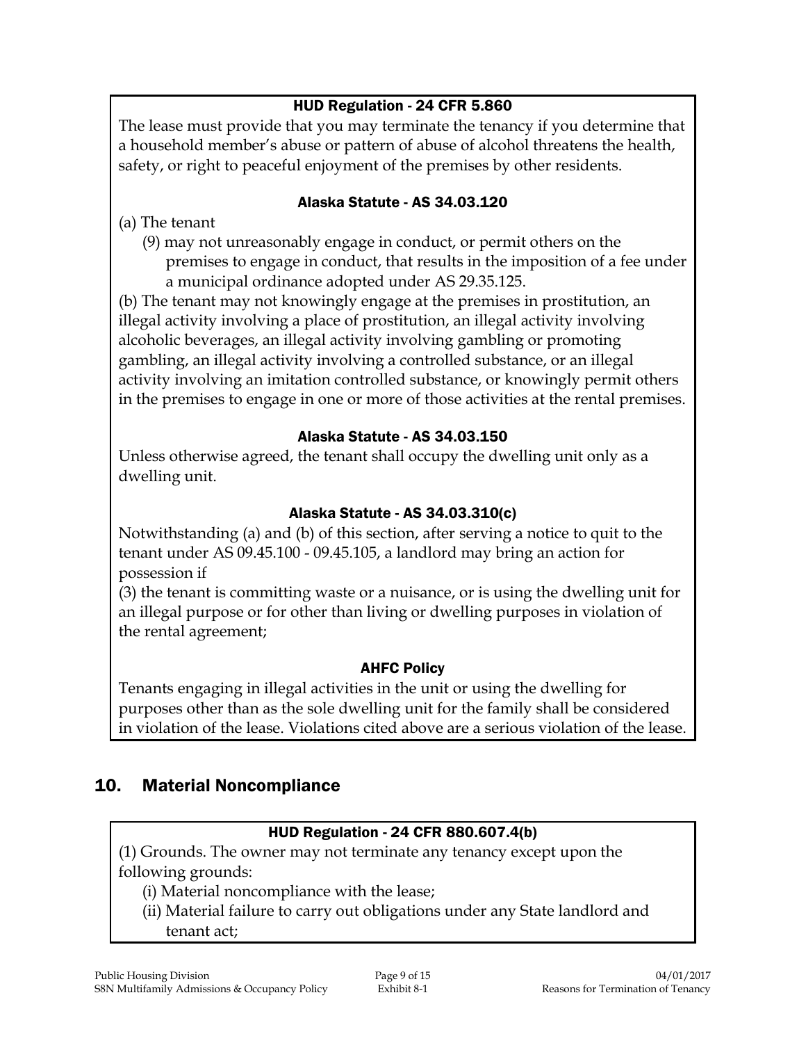#### HUD Regulation - 24 CFR 5.860

The lease must provide that you may terminate the tenancy if you determine that a household member's abuse or pattern of abuse of alcohol threatens the health, safety, or right to peaceful enjoyment of the premises by other residents.

#### Alaska Statute - AS 34.03.120

(a) The tenant

(9) may not unreasonably engage in conduct, or permit others on the premises to engage in conduct, that results in the imposition of a fee under a municipal ordinance adopted under AS 29.35.125.

(b) The tenant may not knowingly engage at the premises in prostitution, an illegal activity involving a place of prostitution, an illegal activity involving alcoholic beverages, an illegal activity involving gambling or promoting gambling, an illegal activity involving a controlled substance, or an illegal activity involving an imitation controlled substance, or knowingly permit others in the premises to engage in one or more of those activities at the rental premises.

#### Alaska Statute - AS 34.03.150

Unless otherwise agreed, the tenant shall occupy the dwelling unit only as a dwelling unit.

#### Alaska Statute - AS 34.03.310(c)

Notwithstanding (a) and (b) of this section, after serving a notice to quit to the tenant under AS 09.45.100 - 09.45.105, a landlord may bring an action for possession if

(3) the tenant is committing waste or a nuisance, or is using the dwelling unit for an illegal purpose or for other than living or dwelling purposes in violation of the rental agreement;

#### AHFC Policy

Tenants engaging in illegal activities in the unit or using the dwelling for purposes other than as the sole dwelling unit for the family shall be considered in violation of the lease. Violations cited above are a serious violation of the lease.

## 10. Material Noncompliance

#### HUD Regulation - 24 CFR 880.607.4(b)

(1) Grounds. The owner may not terminate any tenancy except upon the following grounds:

(i) Material noncompliance with the lease;

(ii) Material failure to carry out obligations under any State landlord and tenant act;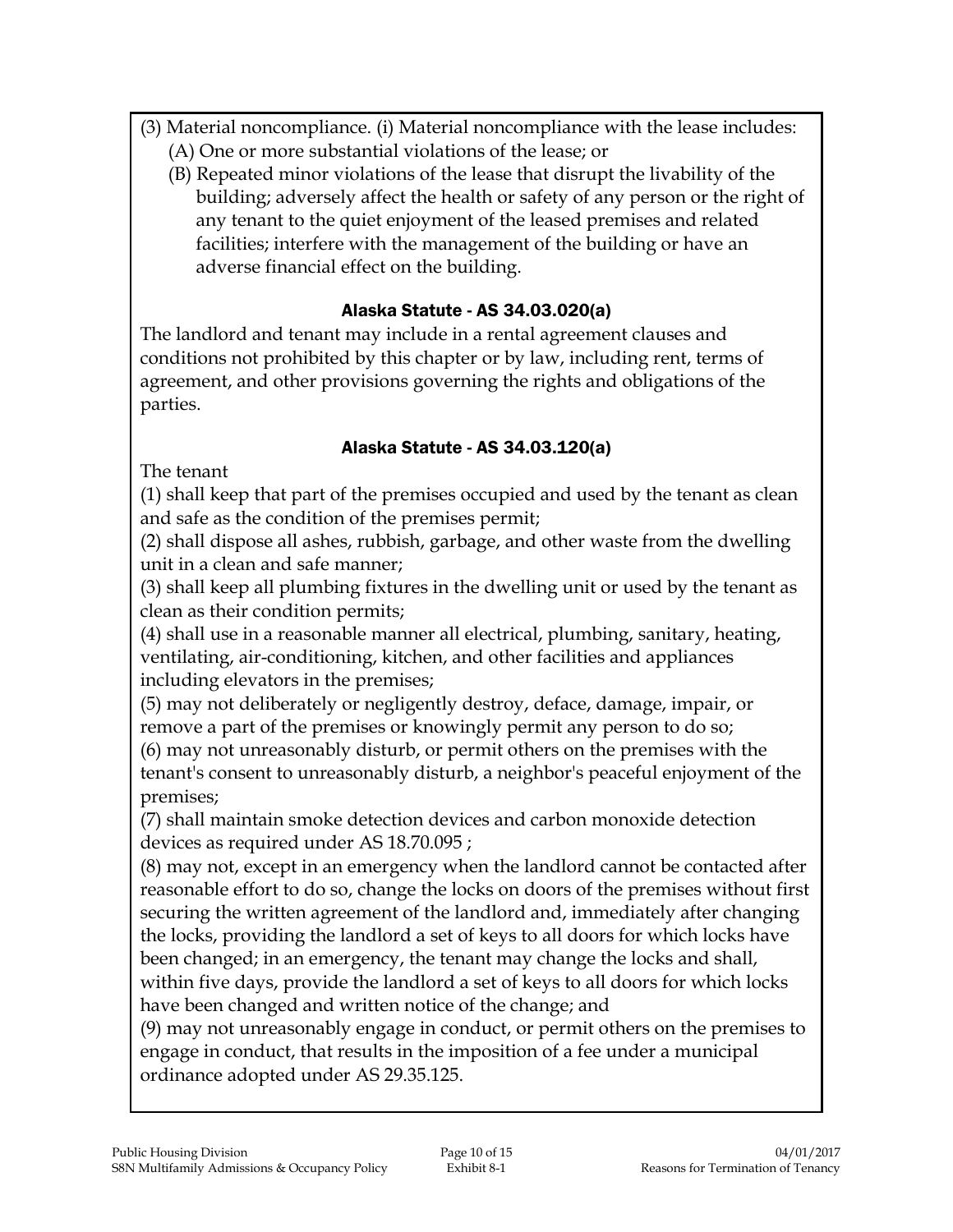(3) Material noncompliance. (i) Material noncompliance with the lease includes:

(A) One or more substantial violations of the lease; or

(B) Repeated minor violations of the lease that disrupt the livability of the building; adversely affect the health or safety of any person or the right of any tenant to the quiet enjoyment of the leased premises and related facilities; interfere with the management of the building or have an adverse financial effect on the building.

### Alaska Statute - AS 34.03.020(a)

The landlord and tenant may include in a rental agreement clauses and conditions not prohibited by this chapter or by law, including rent, terms of agreement, and other provisions governing the rights and obligations of the parties.

### Alaska Statute - AS 34.03.120(a)

The tenant

(1) shall keep that part of the premises occupied and used by the tenant as clean and safe as the condition of the premises permit;

(2) shall dispose all ashes, rubbish, garbage, and other waste from the dwelling unit in a clean and safe manner;

(3) shall keep all plumbing fixtures in the dwelling unit or used by the tenant as clean as their condition permits;

(4) shall use in a reasonable manner all electrical, plumbing, sanitary, heating, ventilating, air-conditioning, kitchen, and other facilities and appliances including elevators in the premises;

(5) may not deliberately or negligently destroy, deface, damage, impair, or remove a part of the premises or knowingly permit any person to do so;

(6) may not unreasonably disturb, or permit others on the premises with the tenant's consent to unreasonably disturb, a neighbor's peaceful enjoyment of the premises;

(7) shall maintain smoke detection devices and carbon monoxide detection devices as required under AS 18.70.095 ;

(8) may not, except in an emergency when the landlord cannot be contacted after reasonable effort to do so, change the locks on doors of the premises without first securing the written agreement of the landlord and, immediately after changing the locks, providing the landlord a set of keys to all doors for which locks have been changed; in an emergency, the tenant may change the locks and shall, within five days, provide the landlord a set of keys to all doors for which locks have been changed and written notice of the change; and

(9) may not unreasonably engage in conduct, or permit others on the premises to engage in conduct, that results in the imposition of a fee under a municipal ordinance adopted under AS 29.35.125.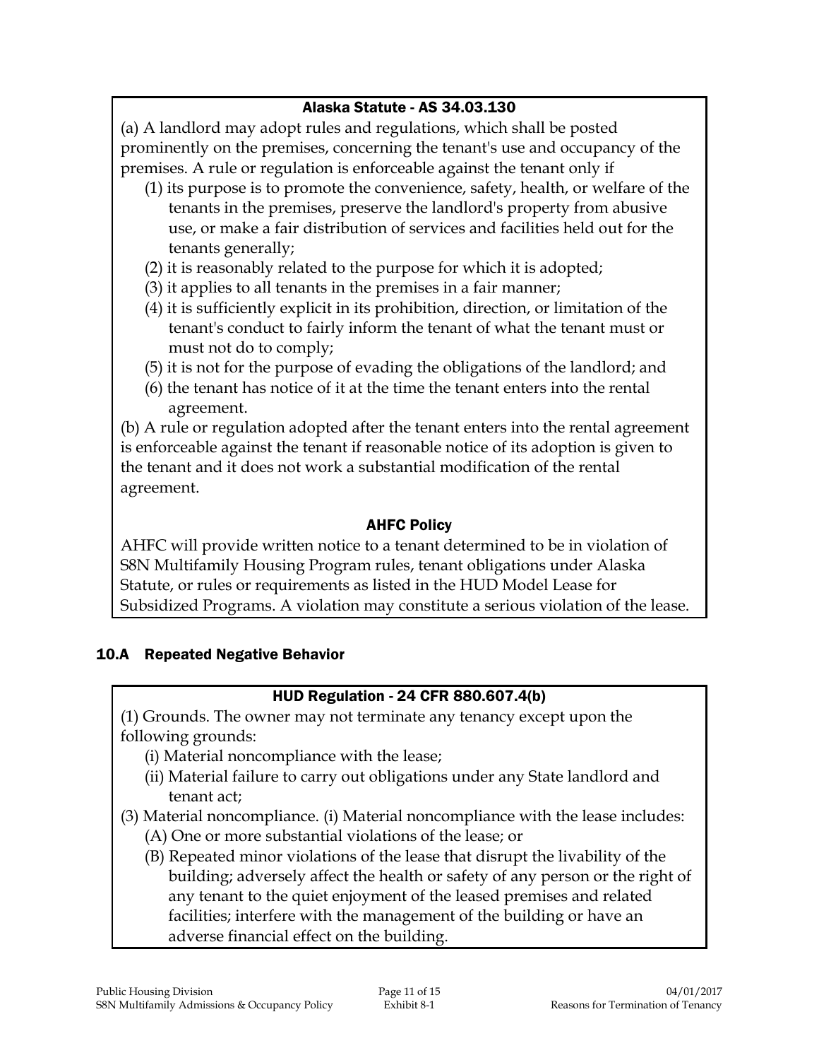#### Alaska Statute - AS 34.03.130

(a) A landlord may adopt rules and regulations, which shall be posted prominently on the premises, concerning the tenant's use and occupancy of the premises. A rule or regulation is enforceable against the tenant only if

(1) its purpose is to promote the convenience, safety, health, or welfare of the tenants in the premises, preserve the landlord's property from abusive use, or make a fair distribution of services and facilities held out for the tenants generally;

(2) it is reasonably related to the purpose for which it is adopted;

(3) it applies to all tenants in the premises in a fair manner;

(4) it is sufficiently explicit in its prohibition, direction, or limitation of the tenant's conduct to fairly inform the tenant of what the tenant must or must not do to comply;

(5) it is not for the purpose of evading the obligations of the landlord; and

(6) the tenant has notice of it at the time the tenant enters into the rental agreement.

(b) A rule or regulation adopted after the tenant enters into the rental agreement is enforceable against the tenant if reasonable notice of its adoption is given to the tenant and it does not work a substantial modification of the rental agreement.

#### AHFC Policy

AHFC will provide written notice to a tenant determined to be in violation of S8N Multifamily Housing Program rules, tenant obligations under Alaska Statute, or rules or requirements as listed in the HUD Model Lease for Subsidized Programs. A violation may constitute a serious violation of the lease.

### 10.A Repeated Negative Behavior

#### HUD Regulation - 24 CFR 880.607.4(b)

(1) Grounds. The owner may not terminate any tenancy except upon the following grounds:

(i) Material noncompliance with the lease;

(ii) Material failure to carry out obligations under any State landlord and tenant act;

(3) Material noncompliance. (i) Material noncompliance with the lease includes:

(A) One or more substantial violations of the lease; or

(B) Repeated minor violations of the lease that disrupt the livability of the building; adversely affect the health or safety of any person or the right of any tenant to the quiet enjoyment of the leased premises and related facilities; interfere with the management of the building or have an adverse financial effect on the building.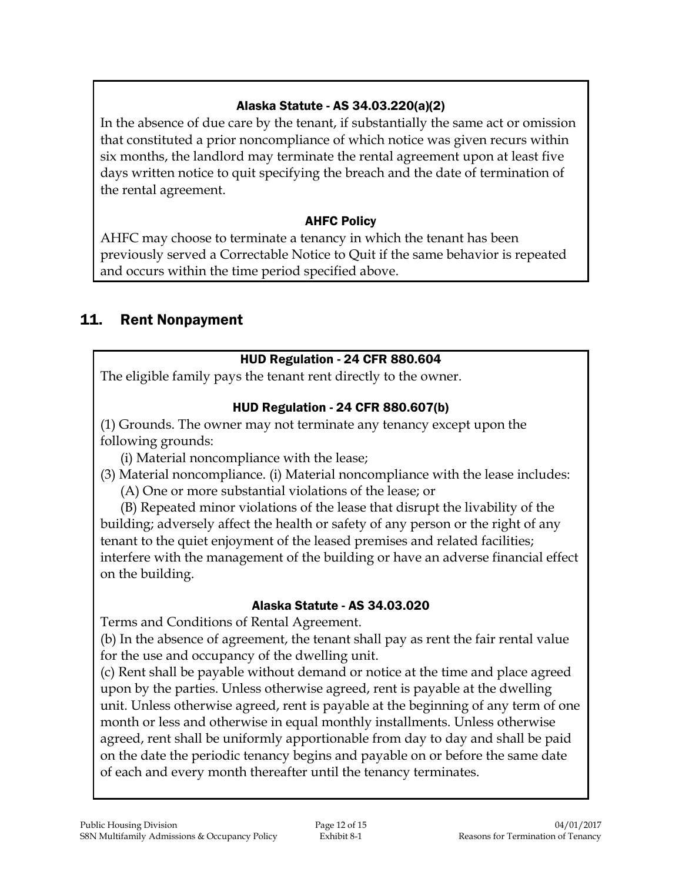#### Alaska Statute - AS 34.03.220(a)(2)

In the absence of due care by the tenant, if substantially the same act or omission that constituted a prior noncompliance of which notice was given recurs within six months, the landlord may terminate the rental agreement upon at least five days written notice to quit specifying the breach and the date of termination of the rental agreement.

#### AHFC Policy

AHFC may choose to terminate a tenancy in which the tenant has been previously served a Correctable Notice to Quit if the same behavior is repeated and occurs within the time period specified above.

## 11. Rent Nonpayment

#### HUD Regulation - 24 CFR 880.604

The eligible family pays the tenant rent directly to the owner.

#### HUD Regulation - 24 CFR 880.607(b)

(1) Grounds. The owner may not terminate any tenancy except upon the following grounds:

(i) Material noncompliance with the lease;

(3) Material noncompliance. (i) Material noncompliance with the lease includes:

(A) One or more substantial violations of the lease; or

(B) Repeated minor violations of the lease that disrupt the livability of the building; adversely affect the health or safety of any person or the right of any tenant to the quiet enjoyment of the leased premises and related facilities; interfere with the management of the building or have an adverse financial effect on the building.

#### Alaska Statute - AS 34.03.020

Terms and Conditions of Rental Agreement.

(b) In the absence of agreement, the tenant shall pay as rent the fair rental value for the use and occupancy of the dwelling unit.

(c) Rent shall be payable without demand or notice at the time and place agreed upon by the parties. Unless otherwise agreed, rent is payable at the dwelling unit. Unless otherwise agreed, rent is payable at the beginning of any term of one month or less and otherwise in equal monthly installments. Unless otherwise agreed, rent shall be uniformly apportionable from day to day and shall be paid on the date the periodic tenancy begins and payable on or before the same date of each and every month thereafter until the tenancy terminates.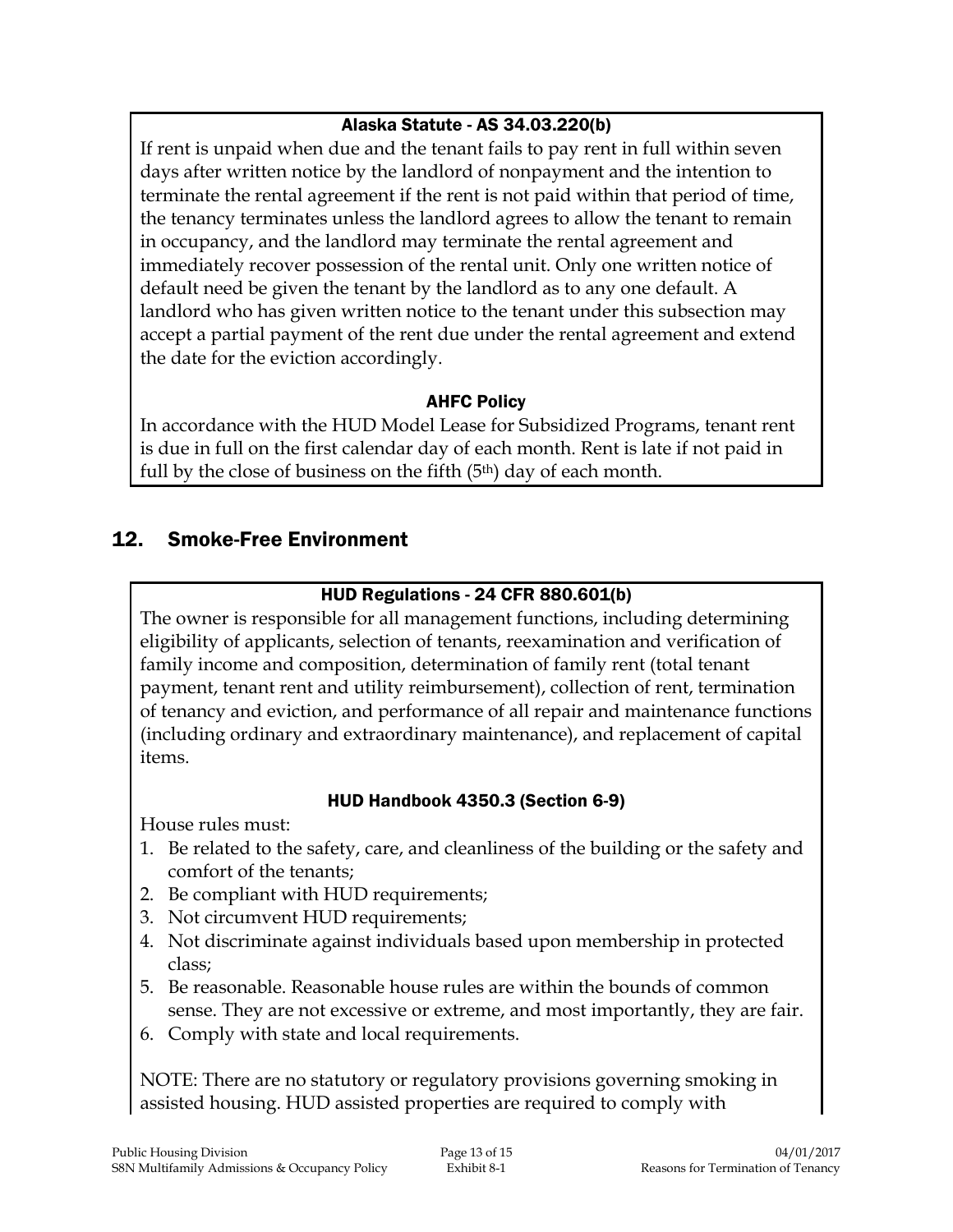#### Alaska Statute - AS 34.03.220(b)

If rent is unpaid when due and the tenant fails to pay rent in full within seven days after written notice by the landlord of nonpayment and the intention to terminate the rental agreement if the rent is not paid within that period of time, the tenancy terminates unless the landlord agrees to allow the tenant to remain in occupancy, and the landlord may terminate the rental agreement and immediately recover possession of the rental unit. Only one written notice of default need be given the tenant by the landlord as to any one default. A landlord who has given written notice to the tenant under this subsection may accept a partial payment of the rent due under the rental agreement and extend the date for the eviction accordingly.

#### AHFC Policy

In accordance with the HUD Model Lease for Subsidized Programs, tenant rent is due in full on the first calendar day of each month. Rent is late if not paid in full by the close of business on the fifth (5th) day of each month.

## 12. Smoke-Free Environment

#### HUD Regulations - 24 CFR 880.601(b)

The owner is responsible for all management functions, including determining eligibility of applicants, selection of tenants, reexamination and verification of family income and composition, determination of family rent (total tenant payment, tenant rent and utility reimbursement), collection of rent, termination of tenancy and eviction, and performance of all repair and maintenance functions (including ordinary and extraordinary maintenance), and replacement of capital items.

#### HUD Handbook 4350.3 (Section 6-9)

House rules must:

1. Be related to the safety, care, and cleanliness of the building or the safety and comfort of the tenants;
2. Be compliant with HUD requirements;
3. Not circumvent HUD requirements;
4. Not discriminate against individuals based upon membership in protected class;
5. Be reasonable. Reasonable house rules are within the bounds of common sense. They are not excessive or extreme, and most importantly, they are fair.
6. Comply with state and local requirements.

NOTE: There are no statutory or regulatory provisions governing smoking in assisted housing. HUD assisted properties are required to comply with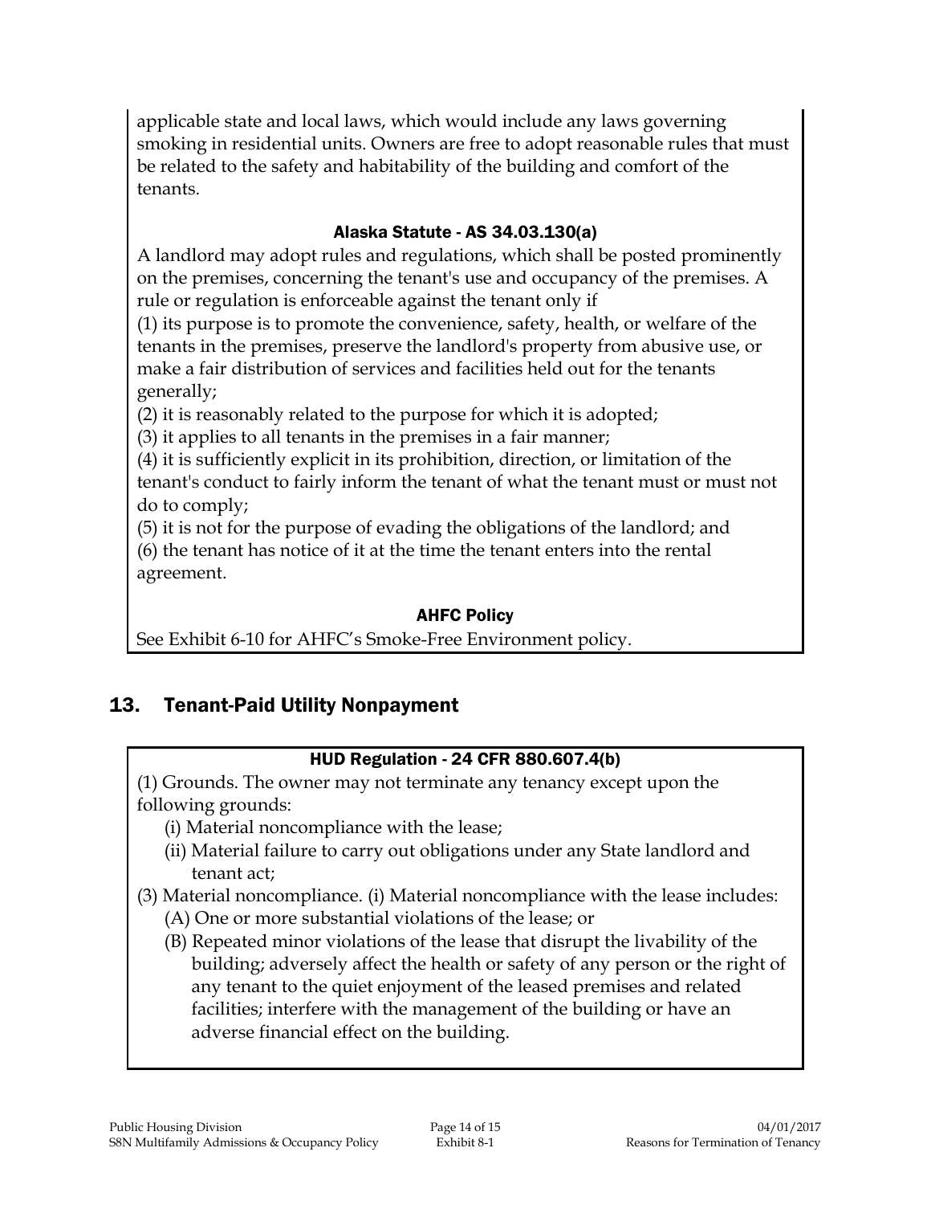applicable state and local laws, which would include any laws governing smoking in residential units. Owners are free to adopt reasonable rules that must be related to the safety and habitability of the building and comfort of the tenants.

#### Alaska Statute - AS 34.03.130(a)

A landlord may adopt rules and regulations, which shall be posted prominently on the premises, concerning the tenant's use and occupancy of the premises. A rule or regulation is enforceable against the tenant only if

(1) its purpose is to promote the convenience, safety, health, or welfare of the tenants in the premises, preserve the landlord's property from abusive use, or make a fair distribution of services and facilities held out for the tenants generally;

(2) it is reasonably related to the purpose for which it is adopted;

(3) it applies to all tenants in the premises in a fair manner;

(4) it is sufficiently explicit in its prohibition, direction, or limitation of the tenant's conduct to fairly inform the tenant of what the tenant must or must not do to comply;

(5) it is not for the purpose of evading the obligations of the landlord; and

(6) the tenant has notice of it at the time the tenant enters into the rental agreement.

#### AHFC Policy

See Exhibit 6-10 for AHFC's Smoke-Free Environment policy.

## 13. Tenant-Paid Utility Nonpayment

#### HUD Regulation - 24 CFR 880.607.4(b)

(1) Grounds. The owner may not terminate any tenancy except upon the following grounds:

- (i) Material noncompliance with the lease;
- (ii) Material failure to carry out obligations under any State landlord and tenant act;

(3) Material noncompliance. (i) Material noncompliance with the lease includes:

- (A) One or more substantial violations of the lease; or
- (B) Repeated minor violations of the lease that disrupt the livability of the building; adversely affect the health or safety of any person or the right of any tenant to the quiet enjoyment of the leased premises and related facilities; interfere with the management of the building or have an adverse financial effect on the building.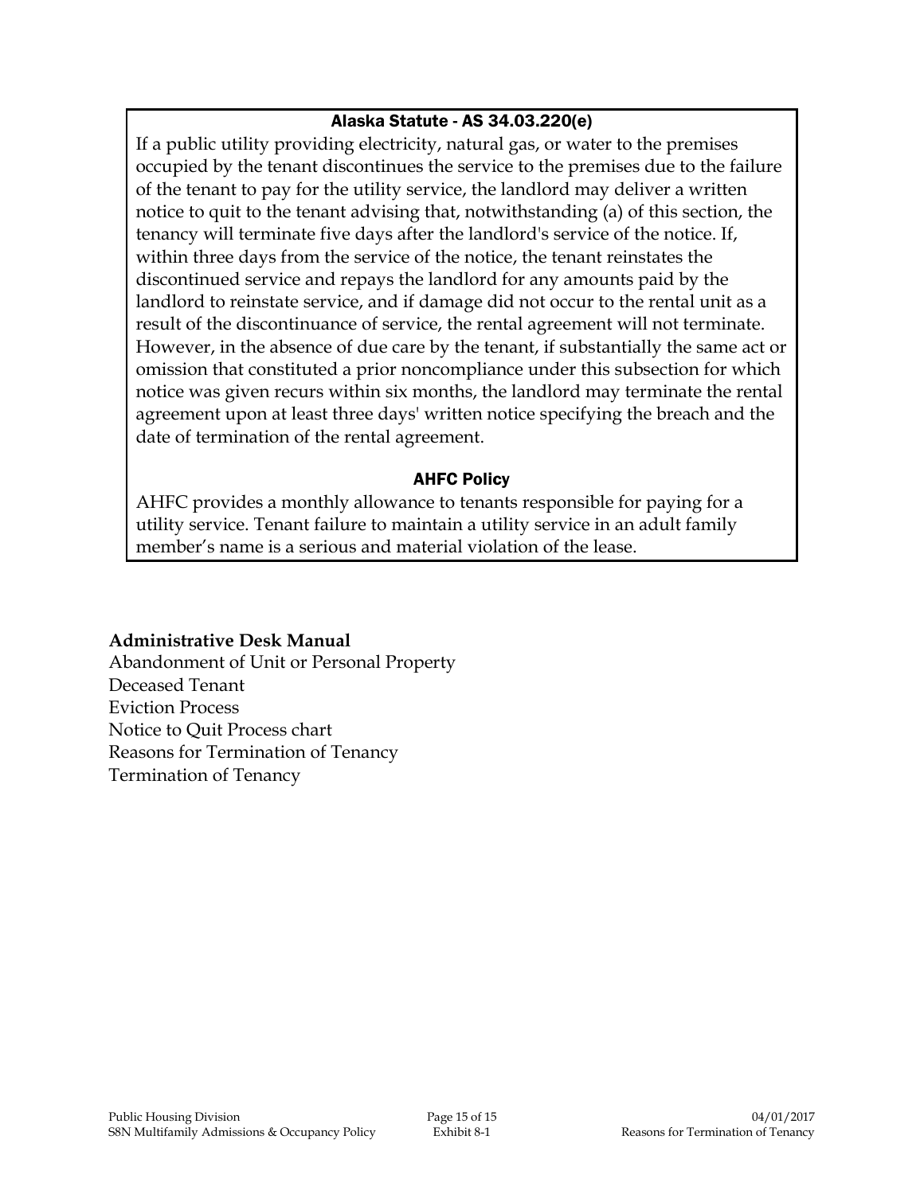### Alaska Statute - AS 34.03.220(e)

If a public utility providing electricity, natural gas, or water to the premises occupied by the tenant discontinues the service to the premises due to the failure of the tenant to pay for the utility service, the landlord may deliver a written notice to quit to the tenant advising that, notwithstanding (a) of this section, the tenancy will terminate five days after the landlord's service of the notice. If, within three days from the service of the notice, the tenant reinstates the discontinued service and repays the landlord for any amounts paid by the landlord to reinstate service, and if damage did not occur to the rental unit as a result of the discontinuance of service, the rental agreement will not terminate. However, in the absence of due care by the tenant, if substantially the same act or omission that constituted a prior noncompliance under this subsection for which notice was given recurs within six months, the landlord may terminate the rental agreement upon at least three days' written notice specifying the breach and the date of termination of the rental agreement.

### AHFC Policy

AHFC provides a monthly allowance to tenants responsible for paying for a utility service. Tenant failure to maintain a utility service in an adult family member's name is a serious and material violation of the lease.

**Administrative Desk Manual**

Abandonment of Unit or Personal Property
Deceased Tenant
Eviction Process
Notice to Quit Process chart
Reasons for Termination of Tenancy
Termination of Tenancy